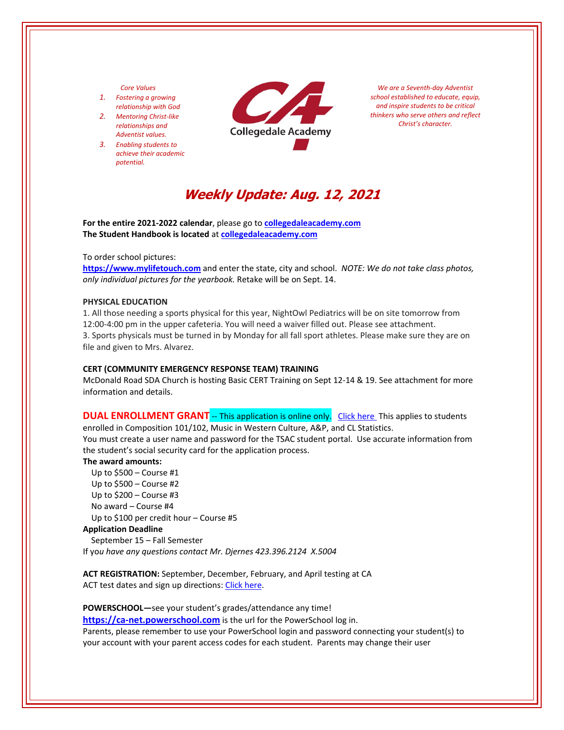*Core Values*

1. *Fostering a growing relationship with God*
2. *Mentoring Christ-like relationships and Adventist values.*
3. *Enabling students to achieve their academic potential.*

Collegedale Academy

*We are a Seventh-day Adventist school established to educate, equip, and inspire students to be critical thinkers who serve others and reflect Christ's character.*

# *Weekly Update: Aug. 12, 2021*

**For the entire 2021-2022 calendar**, please go to **collegedaleacademy.com**
**The Student Handbook is located** at **collegedaleacademy.com**

To order school pictures:
**https://www.mylifetouch.com** and enter the state, city and school. *NOTE: We do not take class photos, only individual pictures for the yearbook.* Retake will be on Sept. 14.

**PHYSICAL EDUCATION**

1. All those needing a sports physical for this year, NightOwl Pediatrics will be on site tomorrow from 12:00-4:00 pm in the upper cafeteria. You will need a waiver filled out. Please see attachment.
3. Sports physicals must be turned in by Monday for all fall sport athletes. Please make sure they are on file and given to Mrs. Alvarez.

**CERT (COMMUNITY EMERGENCY RESPONSE TEAM) TRAINING**

McDonald Road SDA Church is hosting Basic CERT Training on Sept 12-14 & 19. See attachment for more information and details.

**DUAL ENROLLMENT GRANT** -- This application is online only. Click here This applies to students enrolled in Composition 101/102, Music in Western Culture, A&P, and CL Statistics.
You must create a user name and password for the TSAC student portal. Use accurate information from the student's social security card for the application process.

**The award amounts:**

Up to $500 – Course #1
Up to $500 – Course #2
Up to $200 – Course #3
No award – Course #4
Up to $100 per credit hour – Course #5

**Application Deadline**

September 15 – Fall Semester

If yo*u have any questions contact Mr. Djernes 423.396.2124 X.5004*

**ACT REGISTRATION:** September, December, February, and April testing at CA
ACT test dates and sign up directions: Click here.

**POWERSCHOOL—**see your student's grades/attendance any time!
**https://ca-net.powerschool.com** is the url for the PowerSchool log in.
Parents, please remember to use your PowerSchool login and password connecting your student(s) to your account with your parent access codes for each student. Parents may change their user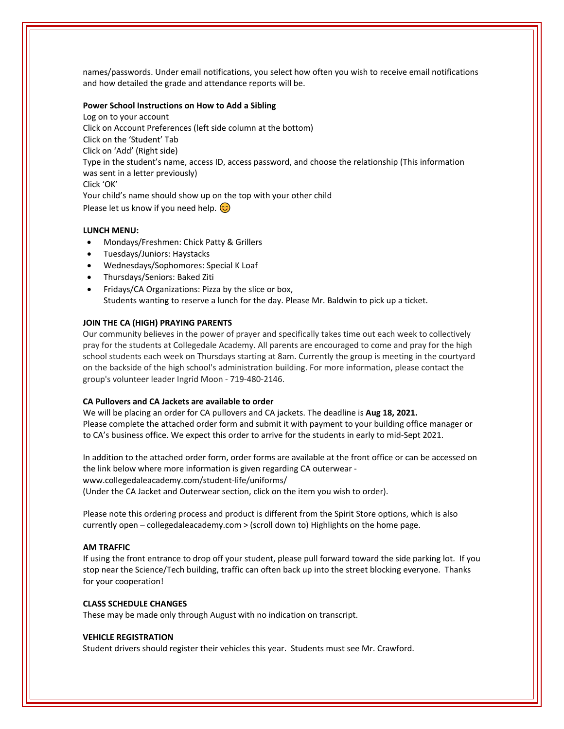names/passwords. Under email notifications, you select how often you wish to receive email notifications and how detailed the grade and attendance reports will be.

**Power School Instructions on How to Add a Sibling**

Log on to your account
Click on Account Preferences (left side column at the bottom)
Click on the 'Student' Tab
Click on 'Add' (Right side)
Type in the student's name, access ID, access password, and choose the relationship (This information was sent in a letter previously)
Click 'OK'
Your child's name should show up on the top with your other child
Please let us know if you need help. 😊

**LUNCH MENU:**

- Mondays/Freshmen: Chick Patty & Grillers
- Tuesdays/Juniors: Haystacks
- Wednesdays/Sophomores: Special K Loaf
- Thursdays/Seniors: Baked Ziti
- Fridays/CA Organizations: Pizza by the slice or box,
  Students wanting to reserve a lunch for the day. Please Mr. Baldwin to pick up a ticket.

**JOIN THE CA (HIGH) PRAYING PARENTS**

Our community believes in the power of prayer and specifically takes time out each week to collectively pray for the students at Collegedale Academy. All parents are encouraged to come and pray for the high school students each week on Thursdays starting at 8am. Currently the group is meeting in the courtyard on the backside of the high school's administration building. For more information, please contact the group's volunteer leader Ingrid Moon - 719-480-2146.

**CA Pullovers and CA Jackets are available to order**

We will be placing an order for CA pullovers and CA jackets. The deadline is **Aug 18, 2021.** Please complete the attached order form and submit it with payment to your building office manager or to CA's business office. We expect this order to arrive for the students in early to mid-Sept 2021.

In addition to the attached order form, order forms are available at the front office or can be accessed on the link below where more information is given regarding CA outerwear - www.collegedaleacademy.com/student-life/uniforms/
(Under the CA Jacket and Outerwear section, click on the item you wish to order).

Please note this ordering process and product is different from the Spirit Store options, which is also currently open – collegedaleacademy.com > (scroll down to) Highlights on the home page.

**AM TRAFFIC**

If using the front entrance to drop off your student, please pull forward toward the side parking lot. If you stop near the Science/Tech building, traffic can often back up into the street blocking everyone. Thanks for your cooperation!

**CLASS SCHEDULE CHANGES**

These may be made only through August with no indication on transcript.

**VEHICLE REGISTRATION**

Student drivers should register their vehicles this year. Students must see Mr. Crawford.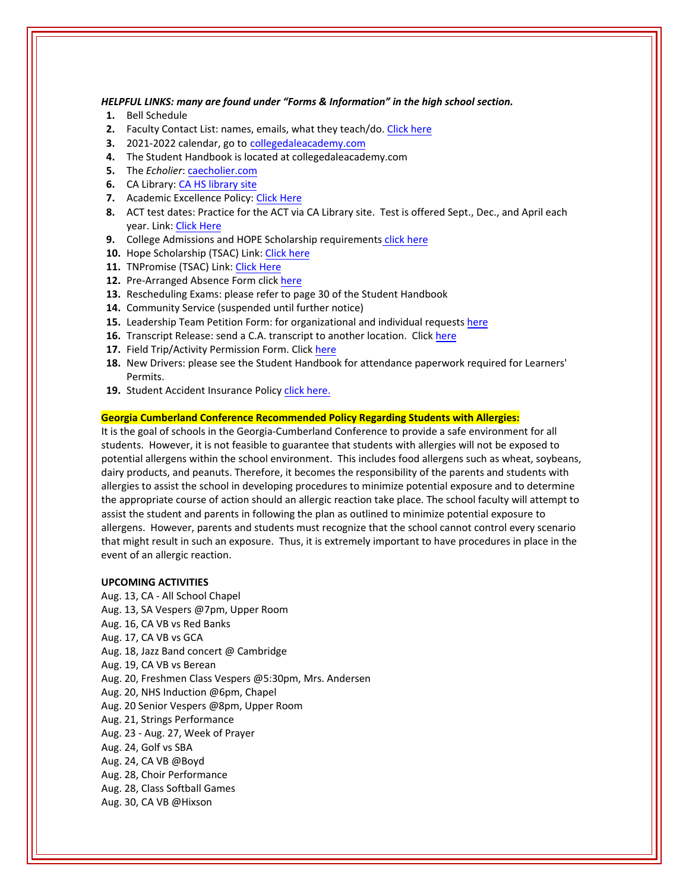***HELPFUL LINKS: many are found under "Forms & Information" in the high school section.***

1. Bell Schedule
2. Faculty Contact List: names, emails, what they teach/do. Click here
3. 2021-2022 calendar, go to collegedaleacademy.com
4. The Student Handbook is located at collegedaleacademy.com
5. The *Echolier*: caecholier.com
6. CA Library: CA HS library site
7. Academic Excellence Policy: Click Here
8. ACT test dates: Practice for the ACT via CA Library site. Test is offered Sept., Dec., and April each year. Link: Click Here
9. College Admissions and HOPE Scholarship requirements click here
10. Hope Scholarship (TSAC) Link: Click here
11. TNPromise (TSAC) Link: Click Here
12. Pre-Arranged Absence Form click here
13. Rescheduling Exams: please refer to page 30 of the Student Handbook
14. Community Service (suspended until further notice)
15. Leadership Team Petition Form: for organizational and individual requests here
16. Transcript Release: send a C.A. transcript to another location. Click here
17. Field Trip/Activity Permission Form. Click here
18. New Drivers: please see the Student Handbook for attendance paperwork required for Learners' Permits.
19. Student Accident Insurance Policy click here.

**Georgia Cumberland Conference Recommended Policy Regarding Students with Allergies:**

It is the goal of schools in the Georgia-Cumberland Conference to provide a safe environment for all students. However, it is not feasible to guarantee that students with allergies will not be exposed to potential allergens within the school environment. This includes food allergens such as wheat, soybeans, dairy products, and peanuts. Therefore, it becomes the responsibility of the parents and students with allergies to assist the school in developing procedures to minimize potential exposure and to determine the appropriate course of action should an allergic reaction take place. The school faculty will attempt to assist the student and parents in following the plan as outlined to minimize potential exposure to allergens. However, parents and students must recognize that the school cannot control every scenario that might result in such an exposure. Thus, it is extremely important to have procedures in place in the event of an allergic reaction.

**UPCOMING ACTIVITIES**

Aug. 13, CA - All School Chapel
Aug. 13, SA Vespers @7pm, Upper Room
Aug. 16, CA VB vs Red Banks
Aug. 17, CA VB vs GCA
Aug. 18, Jazz Band concert @ Cambridge
Aug. 19, CA VB vs Berean
Aug. 20, Freshmen Class Vespers @5:30pm, Mrs. Andersen
Aug. 20, NHS Induction @6pm, Chapel
Aug. 20 Senior Vespers @8pm, Upper Room
Aug. 21, Strings Performance
Aug. 23 - Aug. 27, Week of Prayer
Aug. 24, Golf vs SBA
Aug. 24, CA VB @Boyd
Aug. 28, Choir Performance
Aug. 28, Class Softball Games
Aug. 30, CA VB @Hixson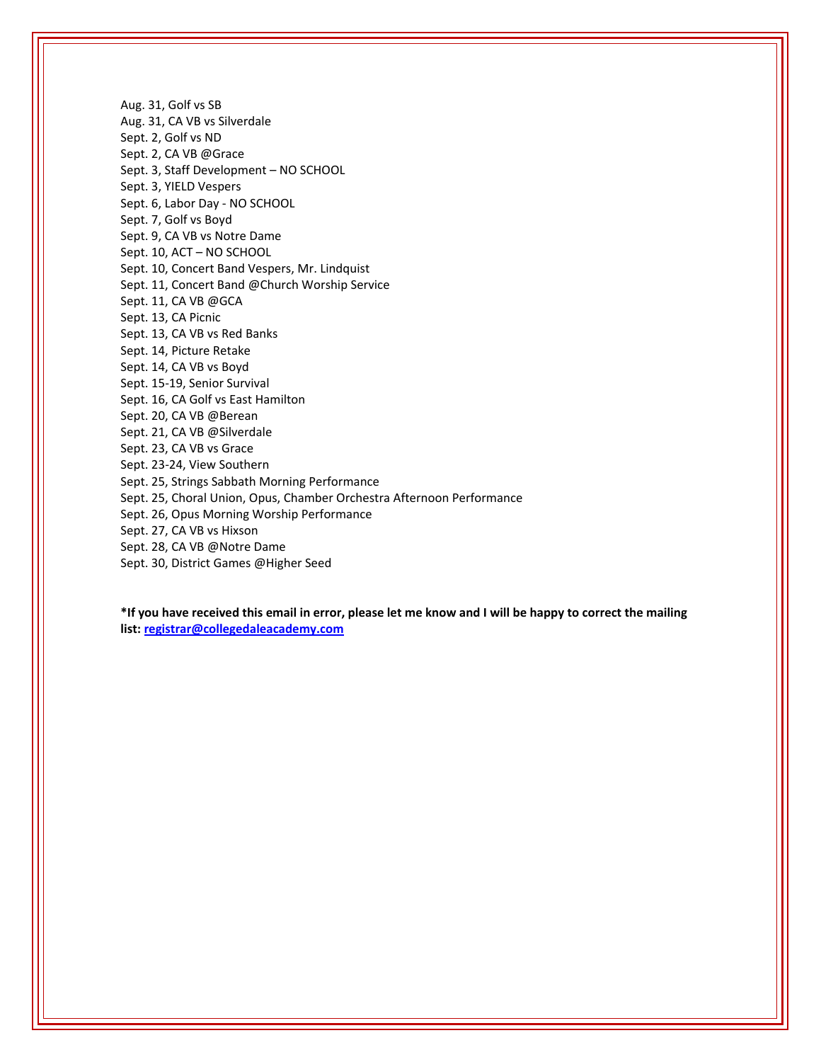Aug. 31, Golf vs SB
Aug. 31, CA VB vs Silverdale
Sept. 2, Golf vs ND
Sept. 2, CA VB @Grace
Sept. 3, Staff Development – NO SCHOOL
Sept. 3, YIELD Vespers
Sept. 6, Labor Day - NO SCHOOL
Sept. 7, Golf vs Boyd
Sept. 9, CA VB vs Notre Dame
Sept. 10, ACT – NO SCHOOL
Sept. 10, Concert Band Vespers, Mr. Lindquist
Sept. 11, Concert Band @Church Worship Service
Sept. 11, CA VB @GCA
Sept. 13, CA Picnic
Sept. 13, CA VB vs Red Banks
Sept. 14, Picture Retake
Sept. 14, CA VB vs Boyd
Sept. 15-19, Senior Survival
Sept. 16, CA Golf vs East Hamilton
Sept. 20, CA VB @Berean
Sept. 21, CA VB @Silverdale
Sept. 23, CA VB vs Grace
Sept. 23-24, View Southern
Sept. 25, Strings Sabbath Morning Performance
Sept. 25, Choral Union, Opus, Chamber Orchestra Afternoon Performance
Sept. 26, Opus Morning Worship Performance
Sept. 27, CA VB vs Hixson
Sept. 28, CA VB @Notre Dame
Sept. 30, District Games @Higher Seed

**\*If you have received this email in error, please let me know and I will be happy to correct the mailing list: registrar@collegedaleacademy.com**